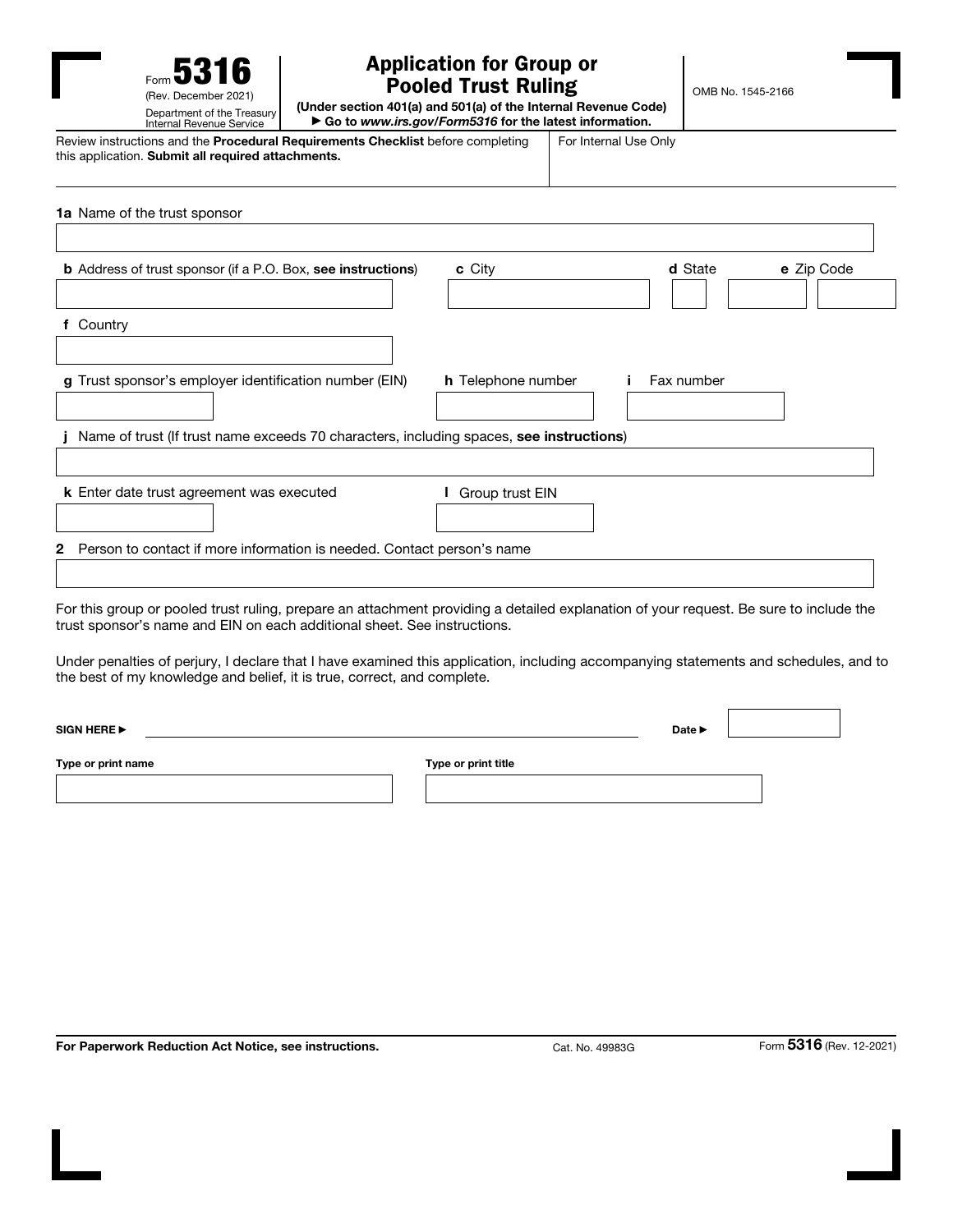Form **5316** (Rev. December 2021)
Department of the Treasury
Internal Revenue Service

# Application for Group or Pooled Trust Ruling

**(Under section 401(a) and 501(a) of the Internal Revenue Code)**
**▶ Go to *www.irs.gov/Form5316* for the latest information.**

OMB No. 1545-2166

Review instructions and the **Procedural Requirements Checklist** before completing this application. **Submit all required attachments.**

For Internal Use Only

**1a** Name of the trust sponsor

**b** Address of trust sponsor (if a P.O. Box, **see instructions**)

**c** City

**d** State

**e** Zip Code

**f** Country

**g** Trust sponsor's employer identification number (EIN)

**h** Telephone number

**i** Fax number

**j** Name of trust (If trust name exceeds 70 characters, including spaces, **see instructions**)

**k** Enter date trust agreement was executed

**l** Group trust EIN

**2** Person to contact if more information is needed. Contact person's name

For this group or pooled trust ruling, prepare an attachment providing a detailed explanation of your request. Be sure to include the trust sponsor's name and EIN on each additional sheet. See instructions.

Under penalties of perjury, I declare that I have examined this application, including accompanying statements and schedules, and to the best of my knowledge and belief, it is true, correct, and complete.

**SIGN HERE ▶** ______________________________ **Date ▶**

**Type or print name**

**Type or print title**

**For Paperwork Reduction Act Notice, see instructions.** Cat. No. 49983G Form **5316** (Rev. 12-2021)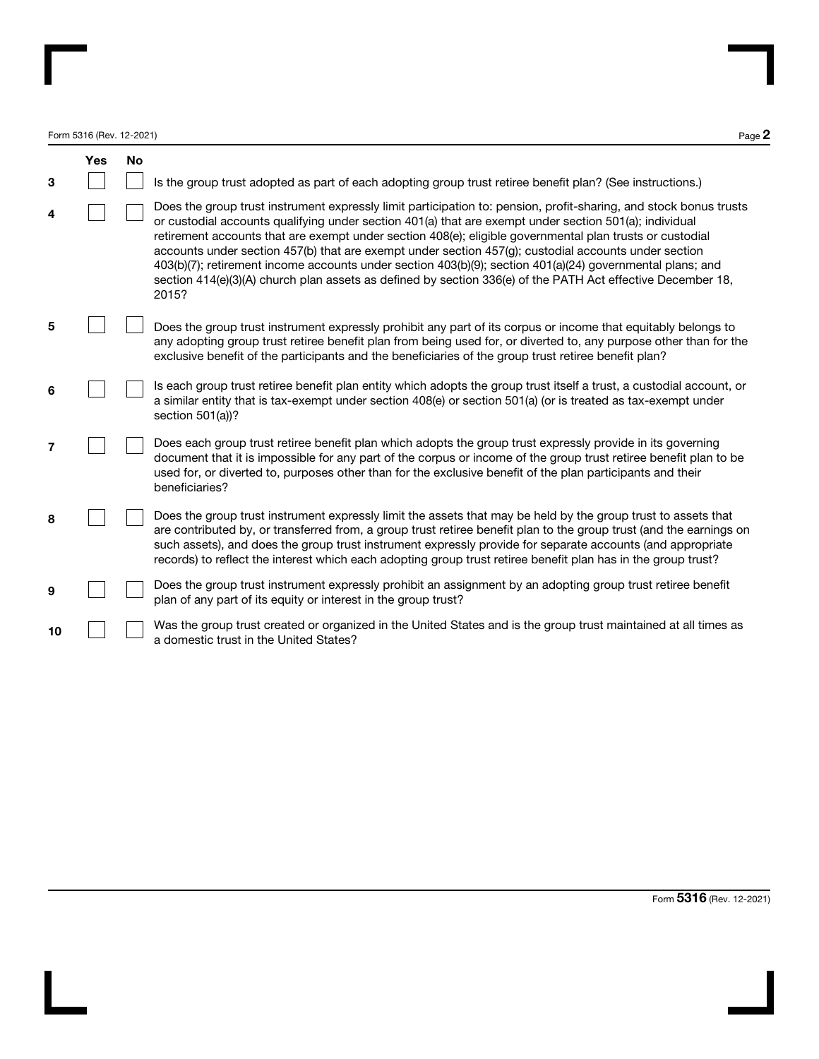| | Yes | No | |
|---|---|---|---|
| 3 | | | Is the group trust adopted as part of each adopting group trust retiree benefit plan? (See instructions.) |
| 4 | | | Does the group trust instrument expressly limit participation to: pension, profit-sharing, and stock bonus trusts or custodial accounts qualifying under section 401(a) that are exempt under section 501(a); individual retirement accounts that are exempt under section 408(e); eligible governmental plan trusts or custodial accounts under section 457(b) that are exempt under section 457(g); custodial accounts under section 403(b)(7); retirement income accounts under section 403(b)(9); section 401(a)(24) governmental plans; and section 414(e)(3)(A) church plan assets as defined by section 336(e) of the PATH Act effective December 18, 2015? |
| 5 | | | Does the group trust instrument expressly prohibit any part of its corpus or income that equitably belongs to any adopting group trust retiree benefit plan from being used for, or diverted to, any purpose other than for the exclusive benefit of the participants and the beneficiaries of the group trust retiree benefit plan? |
| 6 | | | Is each group trust retiree benefit plan entity which adopts the group trust itself a trust, a custodial account, or a similar entity that is tax-exempt under section 408(e) or section 501(a) (or is treated as tax-exempt under section 501(a))? |
| 7 | | | Does each group trust retiree benefit plan which adopts the group trust expressly provide in its governing document that it is impossible for any part of the corpus or income of the group trust retiree benefit plan to be used for, or diverted to, purposes other than for the exclusive benefit of the plan participants and their beneficiaries? |
| 8 | | | Does the group trust instrument expressly limit the assets that may be held by the group trust to assets that are contributed by, or transferred from, a group trust retiree benefit plan to the group trust (and the earnings on such assets), and does the group trust instrument expressly provide for separate accounts (and appropriate records) to reflect the interest which each adopting group trust retiree benefit plan has in the group trust? |
| 9 | | | Does the group trust instrument expressly prohibit an assignment by an adopting group trust retiree benefit plan of any part of its equity or interest in the group trust? |
| 10 | | | Was the group trust created or organized in the United States and is the group trust maintained at all times as a domestic trust in the United States? |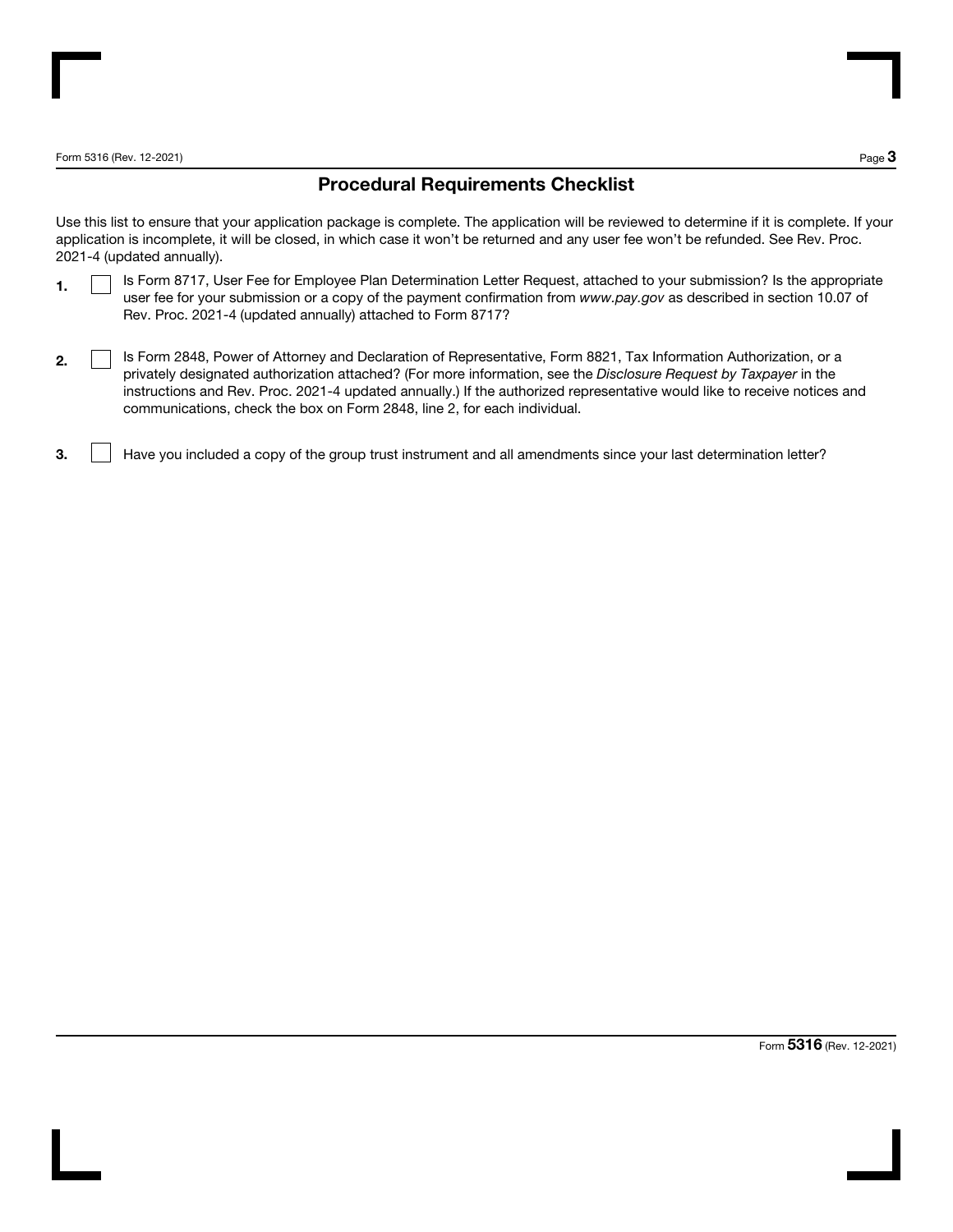## Procedural Requirements Checklist

Use this list to ensure that your application package is complete. The application will be reviewed to determine if it is complete. If your application is incomplete, it will be closed, in which case it won't be returned and any user fee won't be refunded. See Rev. Proc. 2021-4 (updated annually).

1. ☐ Is Form 8717, User Fee for Employee Plan Determination Letter Request, attached to your submission? Is the appropriate user fee for your submission or a copy of the payment confirmation from *www.pay.gov* as described in section 10.07 of Rev. Proc. 2021-4 (updated annually) attached to Form 8717?

2. ☐ Is Form 2848, Power of Attorney and Declaration of Representative, Form 8821, Tax Information Authorization, or a privately designated authorization attached? (For more information, see the *Disclosure Request by Taxpayer* in the instructions and Rev. Proc. 2021-4 updated annually.) If the authorized representative would like to receive notices and communications, check the box on Form 2848, line 2, for each individual.

3. ☐ Have you included a copy of the group trust instrument and all amendments since your last determination letter?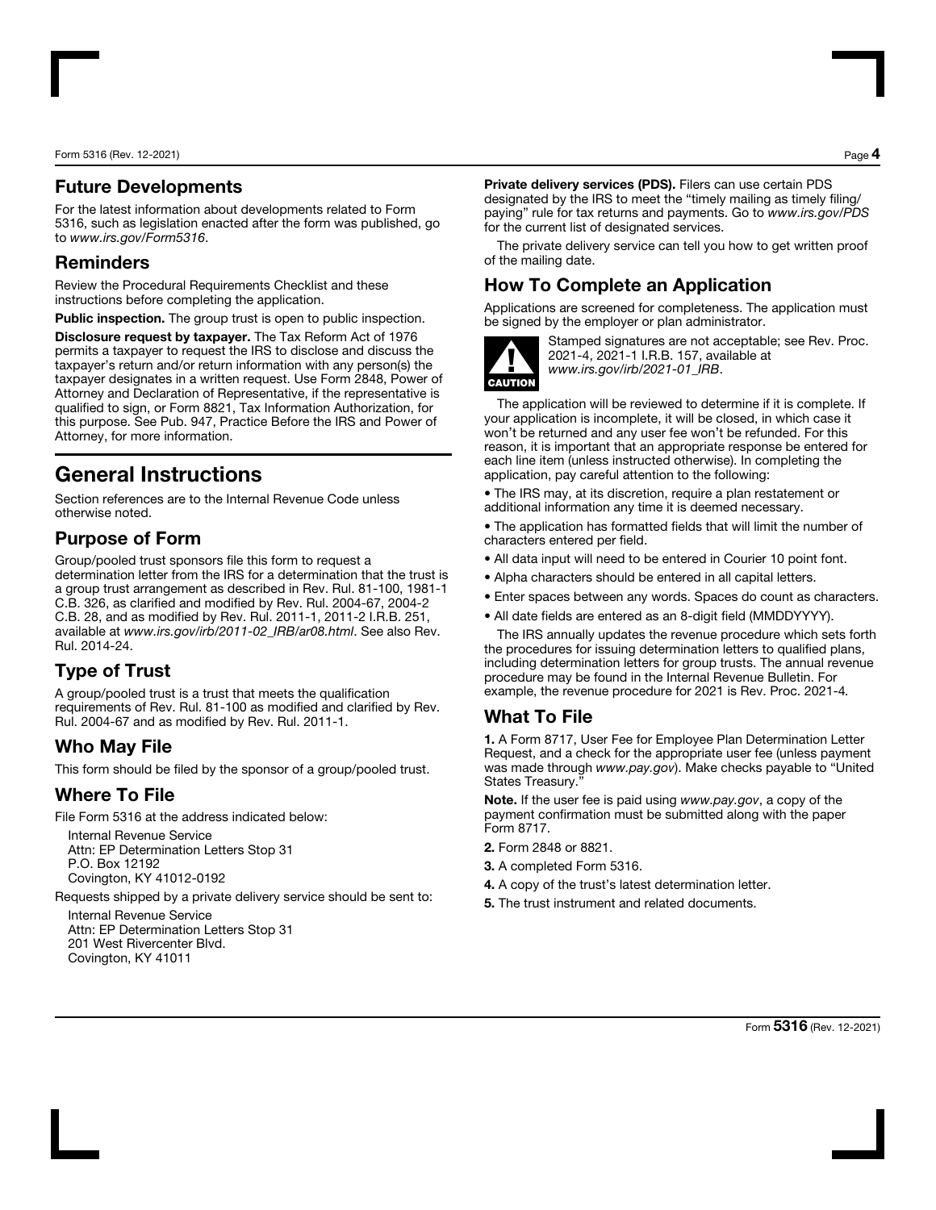## Future Developments

For the latest information about developments related to Form 5316, such as legislation enacted after the form was published, go to *www.irs.gov/Form5316*.

## Reminders

Review the Procedural Requirements Checklist and these instructions before completing the application.

**Public inspection.** The group trust is open to public inspection.

**Disclosure request by taxpayer.** The Tax Reform Act of 1976 permits a taxpayer to request the IRS to disclose and discuss the taxpayer's return and/or return information with any person(s) the taxpayer designates in a written request. Use Form 2848, Power of Attorney and Declaration of Representative, if the representative is qualified to sign, or Form 8821, Tax Information Authorization, for this purpose. See Pub. 947, Practice Before the IRS and Power of Attorney, for more information.

# General Instructions

Section references are to the Internal Revenue Code unless otherwise noted.

## Purpose of Form

Group/pooled trust sponsors file this form to request a determination letter from the IRS for a determination that the trust is a group trust arrangement as described in Rev. Rul. 81-100, 1981-1 C.B. 326, as clarified and modified by Rev. Rul. 2004-67, 2004-2 C.B. 28, and as modified by Rev. Rul. 2011-1, 2011-2 I.R.B. 251, available at *www.irs.gov/irb/2011-02_IRB/ar08.html*. See also Rev. Rul. 2014-24.

## Type of Trust

A group/pooled trust is a trust that meets the qualification requirements of Rev. Rul. 81-100 as modified and clarified by Rev. Rul. 2004-67 and as modified by Rev. Rul. 2011-1.

## Who May File

This form should be filed by the sponsor of a group/pooled trust.

## Where To File

File Form 5316 at the address indicated below:

Internal Revenue Service
Attn: EP Determination Letters Stop 31
P.O. Box 12192
Covington, KY 41012-0192

Requests shipped by a private delivery service should be sent to:

Internal Revenue Service
Attn: EP Determination Letters Stop 31
201 West Rivercenter Blvd.
Covington, KY 41011

**Private delivery services (PDS).** Filers can use certain PDS designated by the IRS to meet the "timely mailing as timely filing/paying" rule for tax returns and payments. Go to *www.irs.gov/PDS* for the current list of designated services.

The private delivery service can tell you how to get written proof of the mailing date.

## How To Complete an Application

Applications are screened for completeness. The application must be signed by the employer or plan administrator.

**CAUTION:** Stamped signatures are not acceptable; see Rev. Proc. 2021-4, 2021-1 I.R.B. 157, available at *www.irs.gov/irb/2021-01_IRB*.

The application will be reviewed to determine if it is complete. If your application is incomplete, it will be closed, in which case it won't be returned and any user fee won't be refunded. For this reason, it is important that an appropriate response be entered for each line item (unless instructed otherwise). In completing the application, pay careful attention to the following:

- The IRS may, at its discretion, require a plan restatement or additional information any time it is deemed necessary.
- The application has formatted fields that will limit the number of characters entered per field.
- All data input will need to be entered in Courier 10 point font.
- Alpha characters should be entered in all capital letters.
- Enter spaces between any words. Spaces do count as characters.
- All date fields are entered as an 8-digit field (MMDDYYYY).

The IRS annually updates the revenue procedure which sets forth the procedures for issuing determination letters to qualified plans, including determination letters for group trusts. The annual revenue procedure may be found in the Internal Revenue Bulletin. For example, the revenue procedure for 2021 is Rev. Proc. 2021-4.

## What To File

**1.** A Form 8717, User Fee for Employee Plan Determination Letter Request, and a check for the appropriate user fee (unless payment was made through *www.pay.gov*). Make checks payable to "United States Treasury."

**Note.** If the user fee is paid using *www.pay.gov*, a copy of the payment confirmation must be submitted along with the paper Form 8717.

**2.** Form 2848 or 8821.

**3.** A completed Form 5316.

**4.** A copy of the trust's latest determination letter.

**5.** The trust instrument and related documents.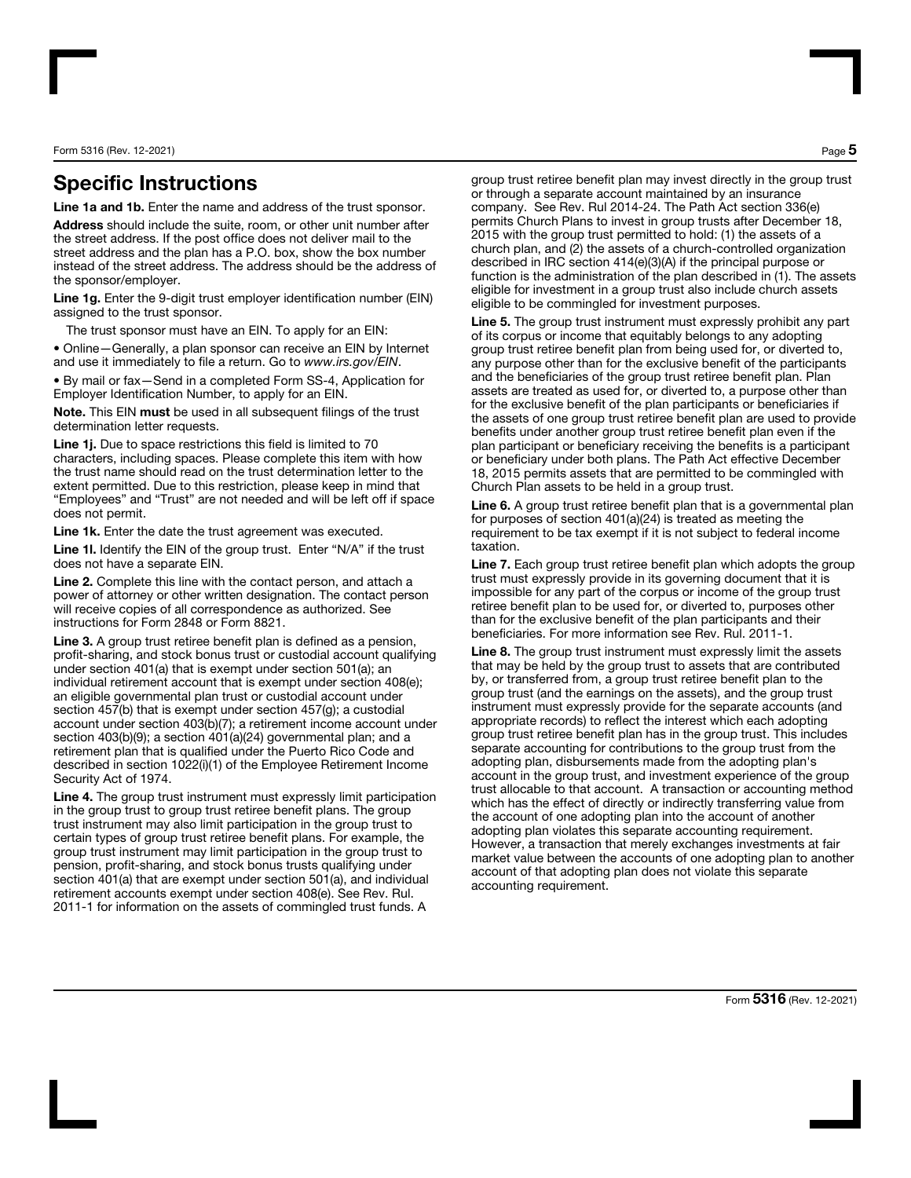## Specific Instructions

**Line 1a and 1b.** Enter the name and address of the trust sponsor.

**Address** should include the suite, room, or other unit number after the street address. If the post office does not deliver mail to the street address and the plan has a P.O. box, show the box number instead of the street address. The address should be the address of the sponsor/employer.

**Line 1g.** Enter the 9-digit trust employer identification number (EIN) assigned to the trust sponsor.

The trust sponsor must have an EIN. To apply for an EIN:

- Online—Generally, a plan sponsor can receive an EIN by Internet and use it immediately to file a return. Go to *www.irs.gov/EIN*.
- By mail or fax—Send in a completed Form SS-4, Application for Employer Identification Number, to apply for an EIN.

**Note.** This EIN **must** be used in all subsequent filings of the trust determination letter requests.

**Line 1j.** Due to space restrictions this field is limited to 70 characters, including spaces. Please complete this item with how the trust name should read on the trust determination letter to the extent permitted. Due to this restriction, please keep in mind that "Employees" and "Trust" are not needed and will be left off if space does not permit.

**Line 1k.** Enter the date the trust agreement was executed.

**Line 1l.** Identify the EIN of the group trust. Enter "N/A" if the trust does not have a separate EIN.

**Line 2.** Complete this line with the contact person, and attach a power of attorney or other written designation. The contact person will receive copies of all correspondence as authorized. See instructions for Form 2848 or Form 8821.

**Line 3.** A group trust retiree benefit plan is defined as a pension, profit-sharing, and stock bonus trust or custodial account qualifying under section 401(a) that is exempt under section 501(a); an individual retirement account that is exempt under section 408(e); an eligible governmental plan trust or custodial account under section 457(b) that is exempt under section 457(g); a custodial account under section 403(b)(7); a retirement income account under section 403(b)(9); a section 401(a)(24) governmental plan; and a retirement plan that is qualified under the Puerto Rico Code and described in section 1022(i)(1) of the Employee Retirement Income Security Act of 1974.

**Line 4.** The group trust instrument must expressly limit participation in the group trust to group trust retiree benefit plans. The group trust instrument may also limit participation in the group trust to certain types of group trust retiree benefit plans. For example, the group trust instrument may limit participation in the group trust to pension, profit-sharing, and stock bonus trusts qualifying under section 401(a) that are exempt under section 501(a), and individual retirement accounts exempt under section 408(e). See Rev. Rul. 2011-1 for information on the assets of commingled trust funds. A group trust retiree benefit plan may invest directly in the group trust or through a separate account maintained by an insurance company. See Rev. Rul 2014-24. The Path Act section 336(e) permits Church Plans to invest in group trusts after December 18, 2015 with the group trust permitted to hold: (1) the assets of a church plan, and (2) the assets of a church-controlled organization described in IRC section 414(e)(3)(A) if the principal purpose or function is the administration of the plan described in (1). The assets eligible for investment in a group trust also include church assets eligible to be commingled for investment purposes.

**Line 5.** The group trust instrument must expressly prohibit any part of its corpus or income that equitably belongs to any adopting group trust retiree benefit plan from being used for, or diverted to, any purpose other than for the exclusive benefit of the participants and the beneficiaries of the group trust retiree benefit plan. Plan assets are treated as used for, or diverted to, a purpose other than for the exclusive benefit of the plan participants or beneficiaries if the assets of one group trust retiree benefit plan are used to provide benefits under another group trust retiree benefit plan even if the plan participant or beneficiary receiving the benefits is a participant or beneficiary under both plans. The Path Act effective December 18, 2015 permits assets that are permitted to be commingled with Church Plan assets to be held in a group trust.

**Line 6.** A group trust retiree benefit plan that is a governmental plan for purposes of section 401(a)(24) is treated as meeting the requirement to be tax exempt if it is not subject to federal income taxation.

**Line 7.** Each group trust retiree benefit plan which adopts the group trust must expressly provide in its governing document that it is impossible for any part of the corpus or income of the group trust retiree benefit plan to be used for, or diverted to, purposes other than for the exclusive benefit of the plan participants and their beneficiaries. For more information see Rev. Rul. 2011-1.

**Line 8.** The group trust instrument must expressly limit the assets that may be held by the group trust to assets that are contributed by, or transferred from, a group trust retiree benefit plan to the group trust (and the earnings on the assets), and the group trust instrument must expressly provide for the separate accounts (and appropriate records) to reflect the interest which each adopting group trust retiree benefit plan has in the group trust. This includes separate accounting for contributions to the group trust from the adopting plan, disbursements made from the adopting plan's account in the group trust, and investment experience of the group trust allocable to that account. A transaction or accounting method which has the effect of directly or indirectly transferring value from the account of one adopting plan into the account of another adopting plan violates this separate accounting requirement. However, a transaction that merely exchanges investments at fair market value between the accounts of one adopting plan to another account of that adopting plan does not violate this separate accounting requirement.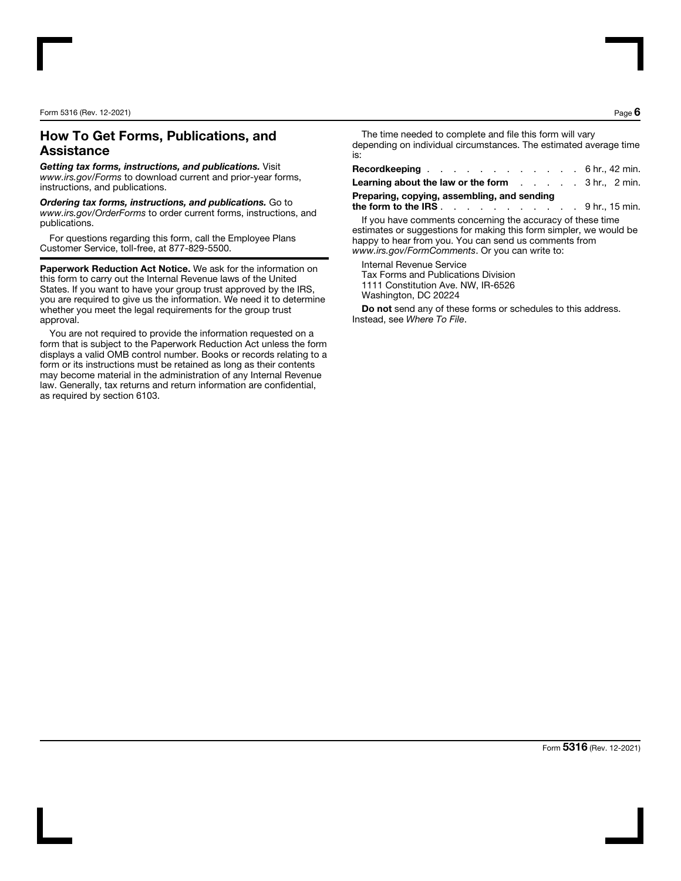## How To Get Forms, Publications, and Assistance

***Getting tax forms, instructions, and publications.*** Visit *www.irs.gov/Forms* to download current and prior-year forms, instructions, and publications.

***Ordering tax forms, instructions, and publications.*** Go to *www.irs.gov/OrderForms* to order current forms, instructions, and publications.

For questions regarding this form, call the Employee Plans Customer Service, toll-free, at 877-829-5500.

**Paperwork Reduction Act Notice.** We ask for the information on this form to carry out the Internal Revenue laws of the United States. If you want to have your group trust approved by the IRS, you are required to give us the information. We need it to determine whether you meet the legal requirements for the group trust approval.

You are not required to provide the information requested on a form that is subject to the Paperwork Reduction Act unless the form displays a valid OMB control number. Books or records relating to a form or its instructions must be retained as long as their contents may become material in the administration of any Internal Revenue law. Generally, tax returns and return information are confidential, as required by section 6103.

The time needed to complete and file this form will vary depending on individual circumstances. The estimated average time is:

**Recordkeeping** . . . . . . . . . . . . . 6 hr., 42 min.

**Learning about the law or the form** . . . . . . 3 hr., 2 min.

**Preparing, copying, assembling, and sending the form to the IRS** . . . . . . . . . . . 9 hr., 15 min.

If you have comments concerning the accuracy of these time estimates or suggestions for making this form simpler, we would be happy to hear from you. You can send us comments from *www.irs.gov/FormComments*. Or you can write to:

Internal Revenue Service
Tax Forms and Publications Division
1111 Constitution Ave. NW, IR-6526
Washington, DC 20224

**Do not** send any of these forms or schedules to this address. Instead, see *Where To File*.